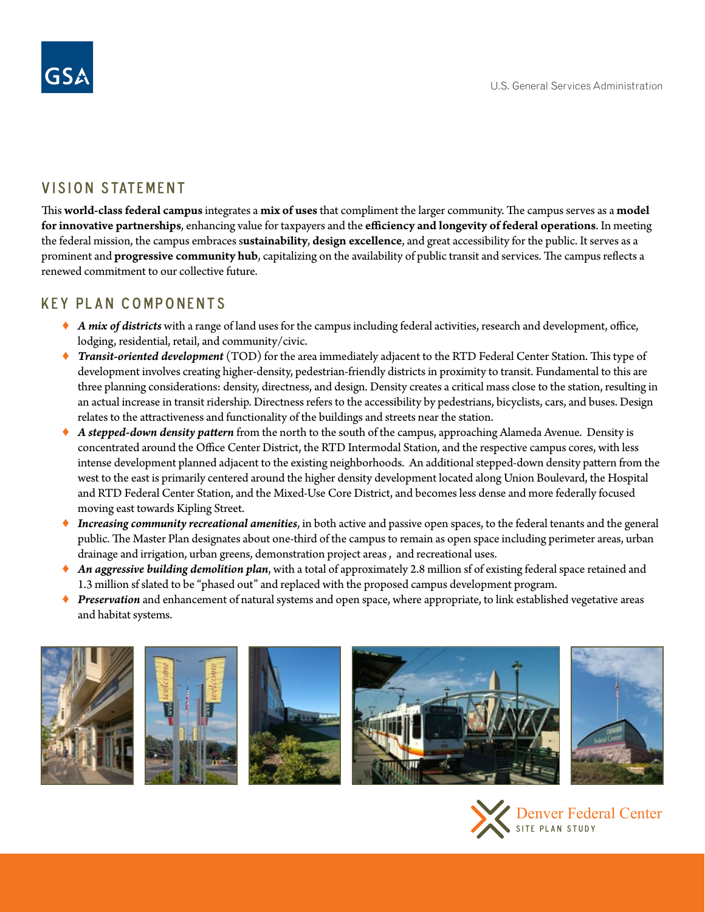## VISION STATEMENT

This **world-class federal campus** integrates a **mix of uses** that compliment the larger community. The campus serves as a **model for innovative partnerships**, enhancing value for taxpayers and the **efficiency and longevity of federal operations**. In meeting the federal mission, the campus embraces s**ustainability**, **design excellence**, and great accessibility for the public. It serves as a prominent and **progressive community hub**, capitalizing on the availability of public transit and services. The campus reflects a renewed commitment to our collective future.

## KEY PLAN COMPONENTS

- ***A mix of districts*** with a range of land uses for the campus including federal activities, research and development, office, lodging, residential, retail, and community/civic.
- ***Transit-oriented development*** (TOD) for the area immediately adjacent to the RTD Federal Center Station. This type of development involves creating higher-density, pedestrian-friendly districts in proximity to transit. Fundamental to this are three planning considerations: density, directness, and design. Density creates a critical mass close to the station, resulting in an actual increase in transit ridership. Directness refers to the accessibility by pedestrians, bicyclists, cars, and buses. Design relates to the attractiveness and functionality of the buildings and streets near the station.
- ***A stepped-down density pattern*** from the north to the south of the campus, approaching Alameda Avenue. Density is concentrated around the Office Center District, the RTD Intermodal Station, and the respective campus cores, with less intense development planned adjacent to the existing neighborhoods. An additional stepped-down density pattern from the west to the east is primarily centered around the higher density development located along Union Boulevard, the Hospital and RTD Federal Center Station, and the Mixed-Use Core District, and becomes less dense and more federally focused moving east towards Kipling Street.
- ***Increasing community recreational amenities***, in both active and passive open spaces, to the federal tenants and the general public. The Master Plan designates about one-third of the campus to remain as open space including perimeter areas, urban drainage and irrigation, urban greens, demonstration project areas , and recreational uses.
- ***An aggressive building demolition plan***, with a total of approximately 2.8 million sf of existing federal space retained and 1.3 million sf slated to be "phased out" and replaced with the proposed campus development program.
- ***Preservation*** and enhancement of natural systems and open space, where appropriate, to link established vegetative areas and habitat systems.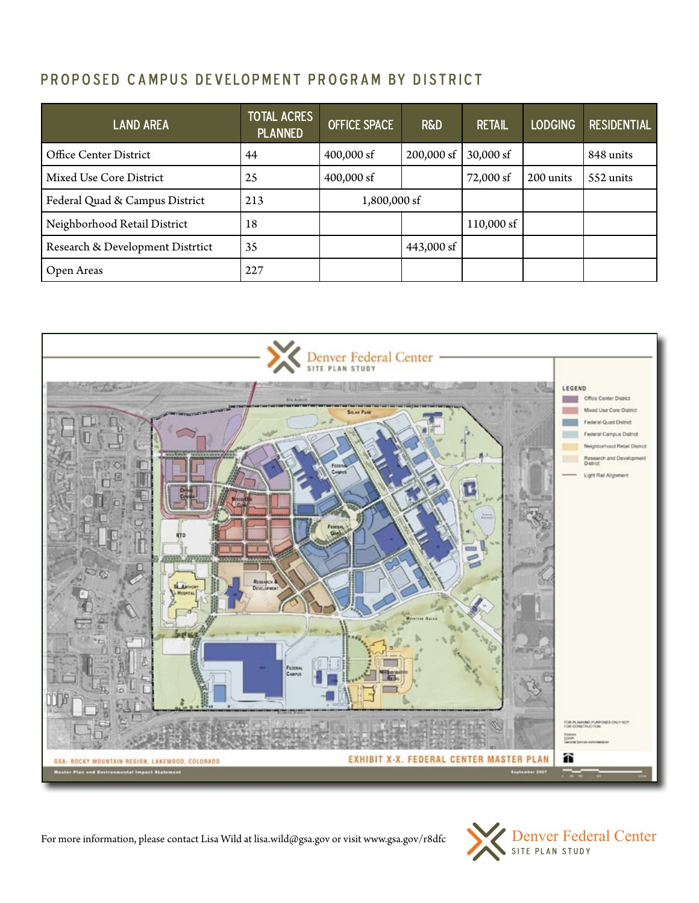## PROPOSED CAMPUS DEVELOPMENT PROGRAM BY DISTRICT

| LAND AREA | TOTAL ACRES PLANNED | OFFICE SPACE | R&D | RETAIL | LODGING | RESIDENTIAL |
|---|---|---|---|---|---|---|
| Office Center District | 44 | 400,000 sf | 200,000 sf | 30,000 sf | | 848 units |
| Mixed Use Core District | 25 | 400,000 sf | | 72,000 sf | 200 units | 552 units |
| Federal Quad & Campus District | 213 | 1,800,000 sf | | | | |
| Neighborhood Retail District | 18 | | | 110,000 sf | | |
| Research & Development Distrtict | 35 | | 443,000 sf | | | |
| Open Areas | 227 | | | | | |

Denver Federal Center
SITE PLAN STUDY

LEGEND
Office Center District
Mixed Use Core District
Federal Quad District
Federal Campus District
Neighborhood Retail District
Research and Development District
Light Rail Alignment

FOR PLANNING PURPOSES ONLY NOT FOR CONSTRUCTION

GSA- ROCKY MOUNTAIN REGION, LAKEWOOD, COLORADO

Master Plan and Environmental Impact Statement

EXHIBIT X-X. FEDERAL CENTER MASTER PLAN

September 2007

For more information, please contact Lisa Wild at lisa.wild@gsa.gov or visit www.gsa.gov/r8dfc

Denver Federal Center
SITE PLAN STUDY